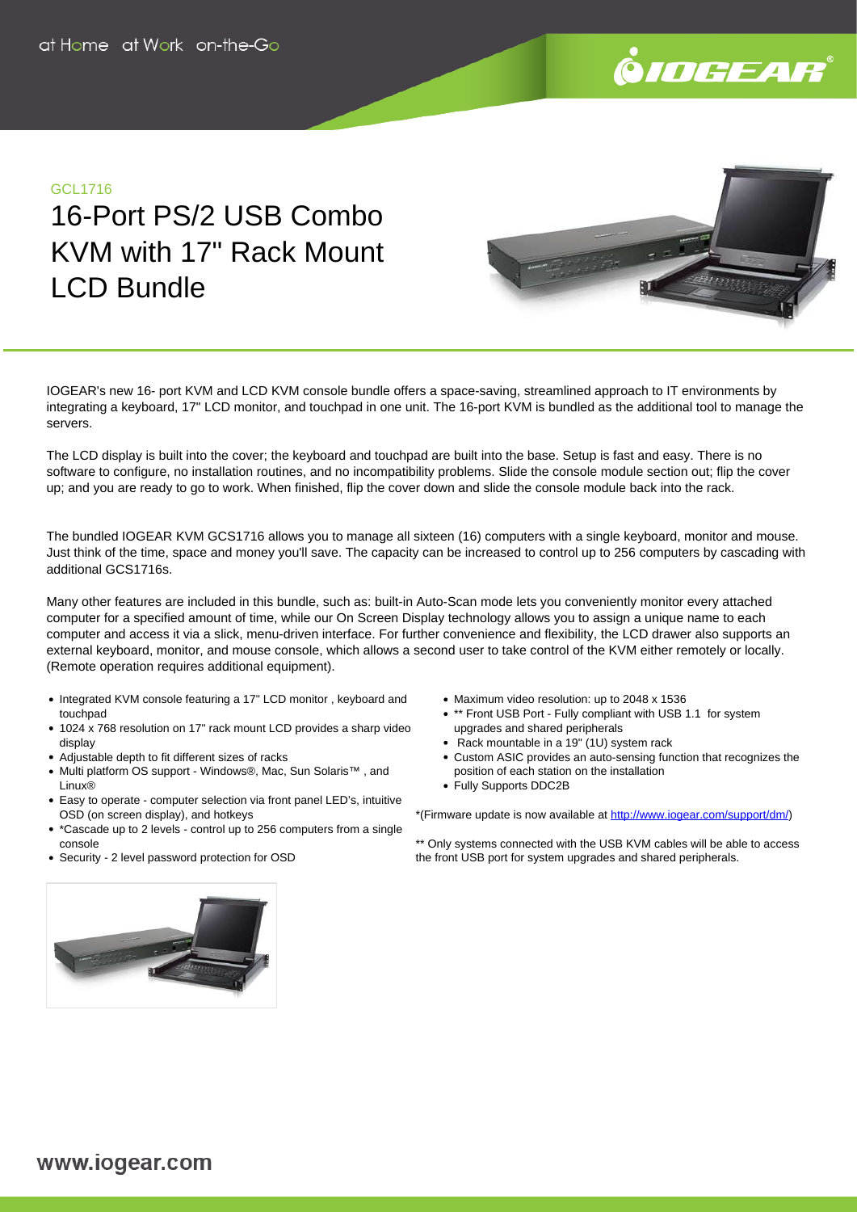GCL1716

# 16-Port PS/2 USB Combo KVM with 17" Rack Mount LCD Bundle

IOGEAR's new 16- port KVM and LCD KVM console bundle offers a space-saving, streamlined approach to IT environments by integrating a keyboard, 17" LCD monitor, and touchpad in one unit. The 16-port KVM is bundled as the additional tool to manage the servers.

The LCD display is built into the cover; the keyboard and touchpad are built into the base. Setup is fast and easy. There is no software to configure, no installation routines, and no incompatibility problems. Slide the console module section out; flip the cover up; and you are ready to go to work. When finished, flip the cover down and slide the console module back into the rack.

The bundled IOGEAR KVM GCS1716 allows you to manage all sixteen (16) computers with a single keyboard, monitor and mouse. Just think of the time, space and money you'll save. The capacity can be increased to control up to 256 computers by cascading with additional GCS1716s.

Many other features are included in this bundle, such as: built-in Auto-Scan mode lets you conveniently monitor every attached computer for a specified amount of time, while our On Screen Display technology allows you to assign a unique name to each computer and access it via a slick, menu-driven interface. For further convenience and flexibility, the LCD drawer also supports an external keyboard, monitor, and mouse console, which allows a second user to take control of the KVM either remotely or locally. (Remote operation requires additional equipment).

- Integrated KVM console featuring a 17" LCD monitor , keyboard and touchpad
- 1024 x 768 resolution on 17" rack mount LCD provides a sharp video display
- Adjustable depth to fit different sizes of racks
- Multi platform OS support - Windows®, Mac, Sun Solaris™ , and Linux®
- Easy to operate - computer selection via front panel LED's, intuitive OSD (on screen display), and hotkeys
- *Cascade up to 2 levels - control up to 256 computers from a single console
- Security - 2 level password protection for OSD
- Maximum video resolution: up to 2048 x 1536
- ** Front USB Port - Fully compliant with USB 1.1 for system upgrades and shared peripherals
- Rack mountable in a 19" (1U) system rack
- Custom ASIC provides an auto-sensing function that recognizes the position of each station on the installation
- Fully Supports DDC2B

*(Firmware update is now available at http://www.iogear.com/support/dm/)

** Only systems connected with the USB KVM cables will be able to access the front USB port for system upgrades and shared peripherals.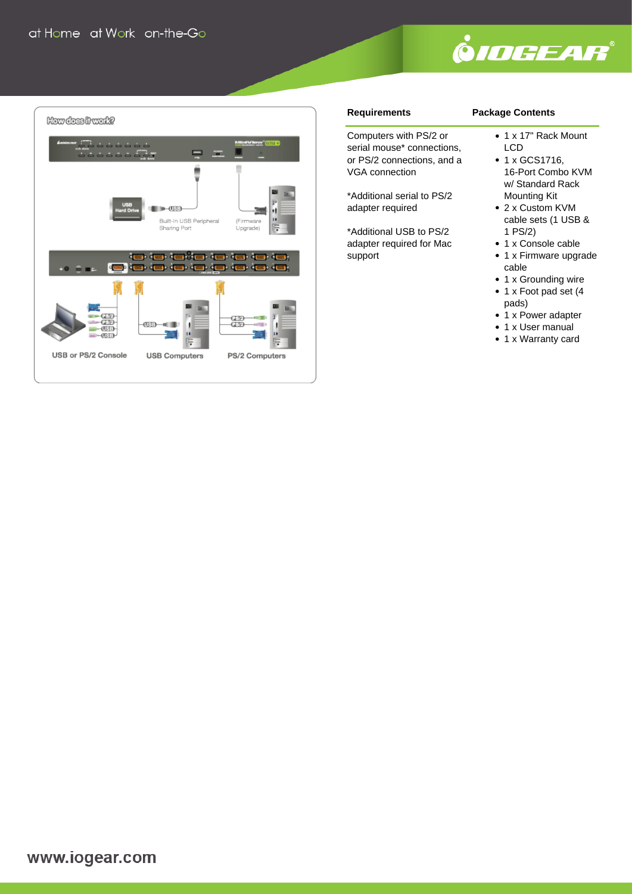## Requirements

Computers with PS/2 or serial mouse* connections, or PS/2 connections, and a VGA connection

*Additional serial to PS/2 adapter required

*Additional USB to PS/2 adapter required for Mac support

## Package Contents

- 1 x 17" Rack Mount LCD
- 1 x GCS1716, 16-Port Combo KVM w/ Standard Rack Mounting Kit
- 2 x Custom KVM cable sets (1 USB & 1 PS/2)
- 1 x Console cable
- 1 x Firmware upgrade cable
- 1 x Grounding wire
- 1 x Foot pad set (4 pads)
- 1 x Power adapter
- 1 x User manual
- 1 x Warranty card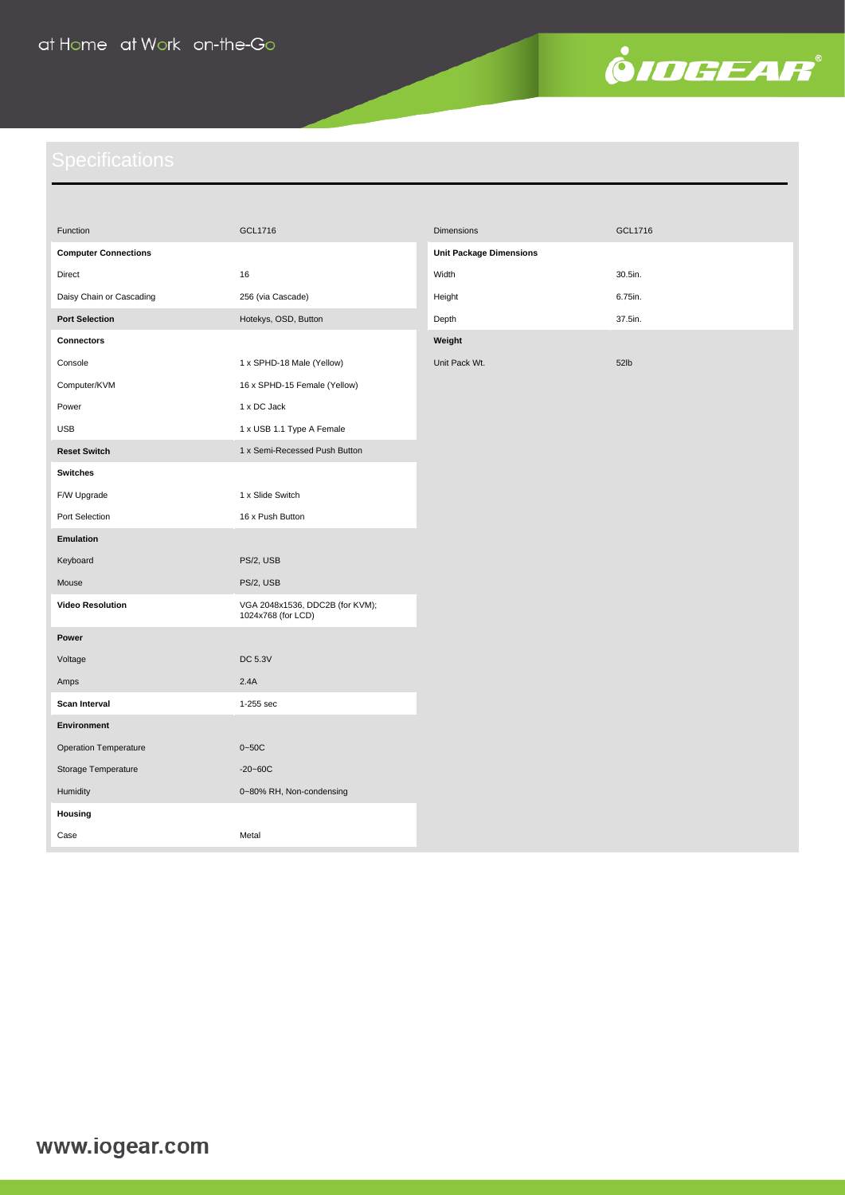## Specifications

| Function | GCL1716 |
|---|---|
| **Computer Connections** | |
| Direct | 16 |
| Daisy Chain or Cascading | 256 (via Cascade) |
| **Port Selection** | Hotekys, OSD, Button |
| **Connectors** | |
| Console | 1 x SPHD-18 Male (Yellow) |
| Computer/KVM | 16 x SPHD-15 Female (Yellow) |
| Power | 1 x DC Jack |
| USB | 1 x USB 1.1 Type A Female |
| **Reset Switch** | 1 x Semi-Recessed Push Button |
| **Switches** | |
| F/W Upgrade | 1 x Slide Switch |
| Port Selection | 16 x Push Button |
| **Emulation** | |
| Keyboard | PS/2, USB |
| Mouse | PS/2, USB |
| **Video Resolution** | VGA 2048x1536, DDC2B (for KVM); 1024x768 (for LCD) |
| **Power** | |
| Voltage | DC 5.3V |
| Amps | 2.4A |
| **Scan Interval** | 1-255 sec |
| **Environment** | |
| Operation Temperature | 0~50C |
| Storage Temperature | -20~60C |
| Humidity | 0~80% RH, Non-condensing |
| **Housing** | |
| Case | Metal |

| Dimensions | GCL1716 |
|---|---|
| **Unit Package Dimensions** | |
| Width | 30.5in. |
| Height | 6.75in. |
| Depth | 37.5in. |
| **Weight** | |
| Unit Pack Wt. | 52lb |